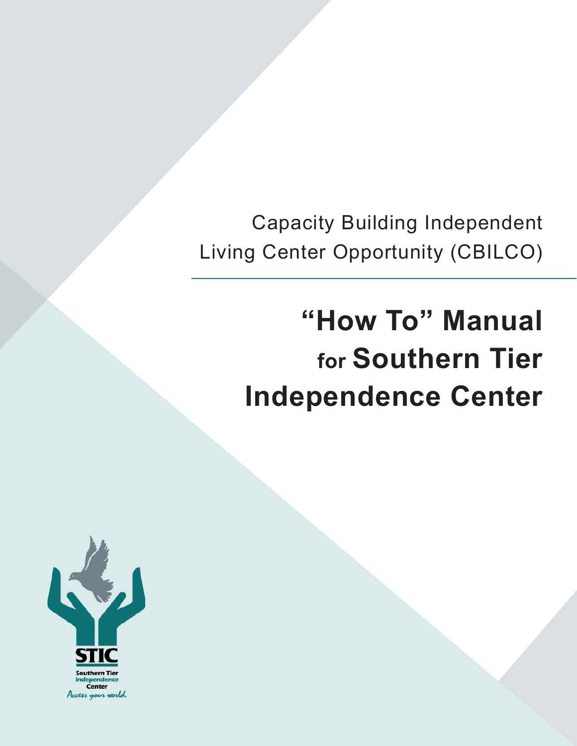Capacity Building Independent Living Center Opportunity (CBILCO)

# "How To" Manual for Southern Tier Independence Center

STIC

Southern Tier Independence Center

*Access your world.*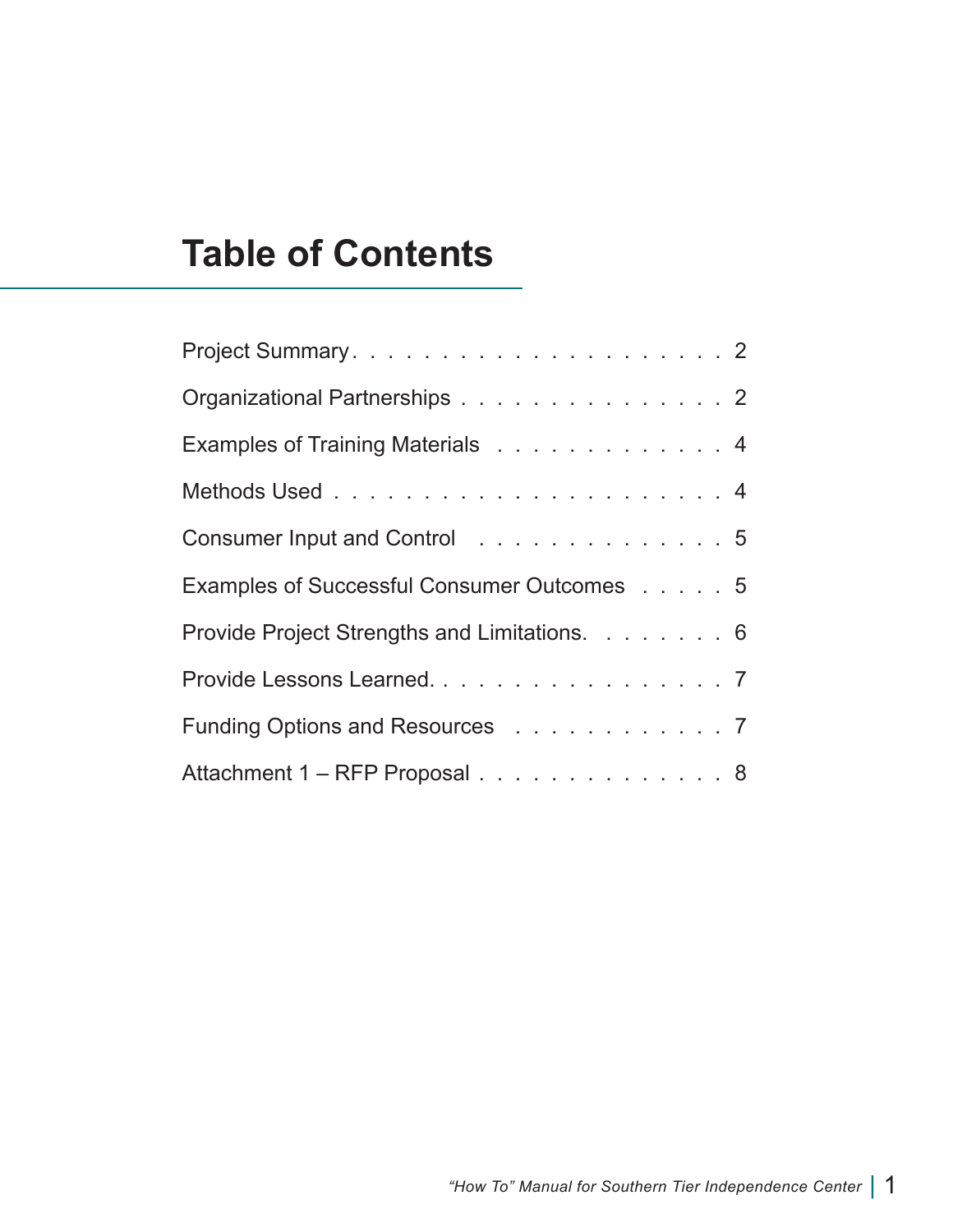# Table of Contents

Project Summary . . . . . . . . . . . . . . . . . . . . . 2

Organizational Partnerships . . . . . . . . . . . . . . . 2

Examples of Training Materials . . . . . . . . . . . . . 4

Methods Used . . . . . . . . . . . . . . . . . . . . . . 4

Consumer Input and Control . . . . . . . . . . . . . . 5

Examples of Successful Consumer Outcomes . . . . . 5

Provide Project Strengths and Limitations. . . . . . . . 6

Provide Lessons Learned. . . . . . . . . . . . . . . . . 7

Funding Options and Resources . . . . . . . . . . . . 7

Attachment 1 – RFP Proposal . . . . . . . . . . . . . . 8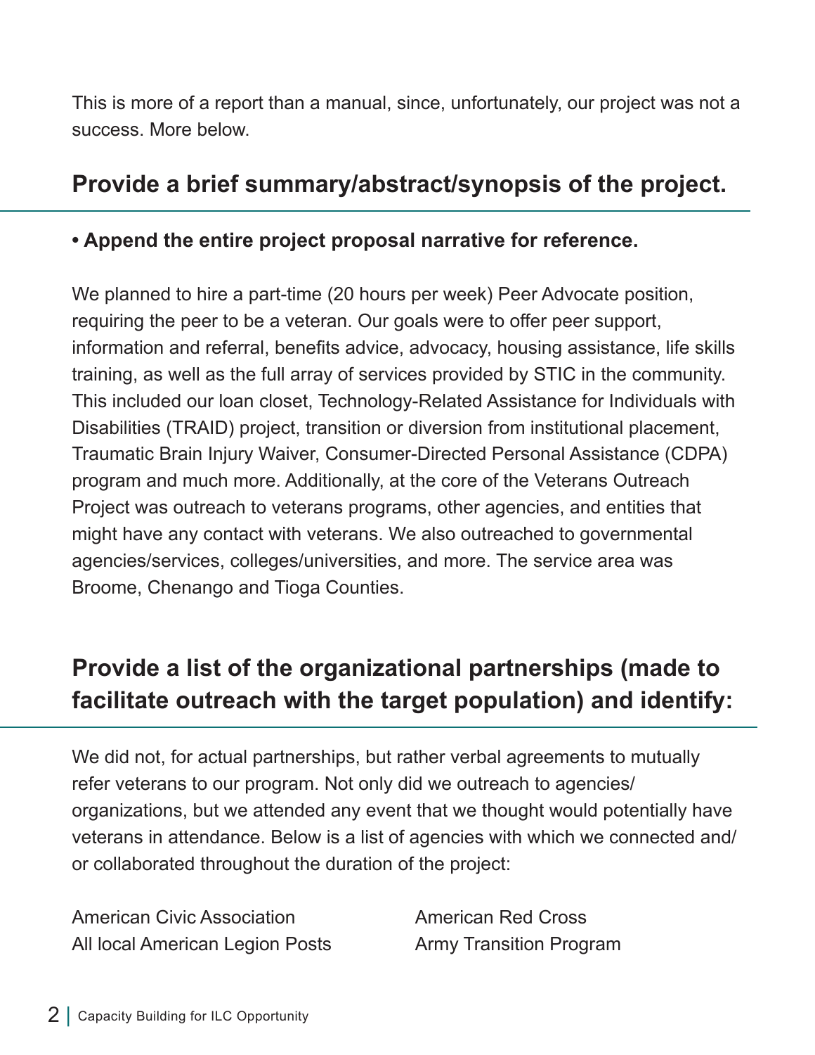This is more of a report than a manual, since, unfortunately, our project was not a success. More below.

## Provide a brief summary/abstract/synopsis of the project.

**• Append the entire project proposal narrative for reference.**

We planned to hire a part-time (20 hours per week) Peer Advocate position, requiring the peer to be a veteran. Our goals were to offer peer support, information and referral, benefits advice, advocacy, housing assistance, life skills training, as well as the full array of services provided by STIC in the community. This included our loan closet, Technology-Related Assistance for Individuals with Disabilities (TRAID) project, transition or diversion from institutional placement, Traumatic Brain Injury Waiver, Consumer-Directed Personal Assistance (CDPA) program and much more. Additionally, at the core of the Veterans Outreach Project was outreach to veterans programs, other agencies, and entities that might have any contact with veterans. We also outreached to governmental agencies/services, colleges/universities, and more. The service area was Broome, Chenango and Tioga Counties.

## Provide a list of the organizational partnerships (made to facilitate outreach with the target population) and identify:

We did not, for actual partnerships, but rather verbal agreements to mutually refer veterans to our program. Not only did we outreach to agencies/organizations, but we attended any event that we thought would potentially have veterans in attendance. Below is a list of agencies with which we connected and/or collaborated throughout the duration of the project:

American Civic Association
All local American Legion Posts
American Red Cross
Army Transition Program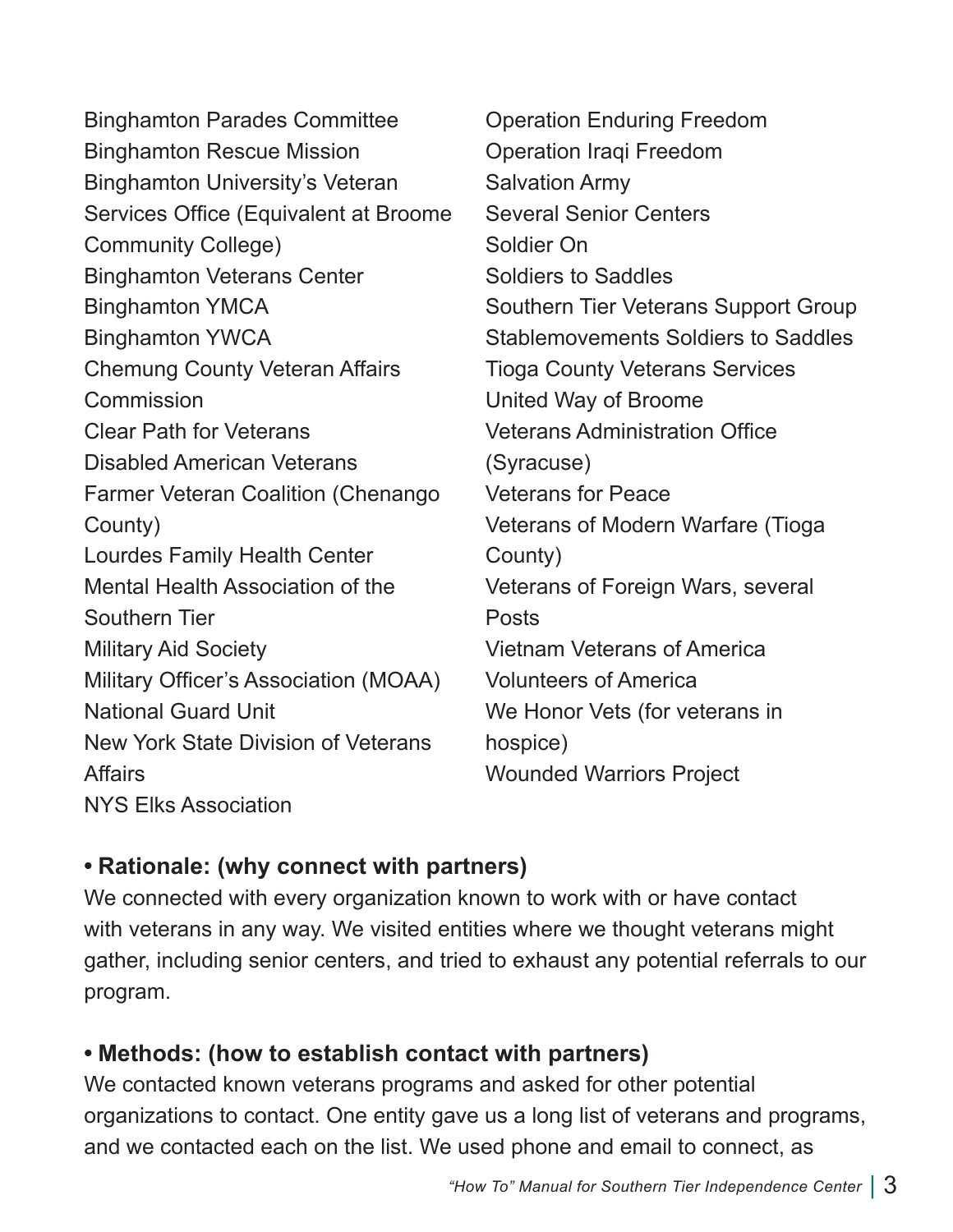Binghamton Parades Committee
Binghamton Rescue Mission
Binghamton University's Veteran Services Office (Equivalent at Broome Community College)
Binghamton Veterans Center
Binghamton YMCA
Binghamton YWCA
Chemung County Veteran Affairs Commission
Clear Path for Veterans
Disabled American Veterans
Farmer Veteran Coalition (Chenango County)
Lourdes Family Health Center
Mental Health Association of the Southern Tier
Military Aid Society
Military Officer's Association (MOAA)
National Guard Unit
New York State Division of Veterans Affairs
NYS Elks Association
Operation Enduring Freedom
Operation Iraqi Freedom
Salvation Army
Several Senior Centers
Soldier On
Soldiers to Saddles
Southern Tier Veterans Support Group
Stablemovements Soldiers to Saddles
Tioga County Veterans Services
United Way of Broome
Veterans Administration Office (Syracuse)
Veterans for Peace
Veterans of Modern Warfare (Tioga County)
Veterans of Foreign Wars, several Posts
Vietnam Veterans of America
Volunteers of America
We Honor Vets (for veterans in hospice)
Wounded Warriors Project

**• Rationale: (why connect with partners)**

We connected with every organization known to work with or have contact with veterans in any way. We visited entities where we thought veterans might gather, including senior centers, and tried to exhaust any potential referrals to our program.

**• Methods: (how to establish contact with partners)**

We contacted known veterans programs and asked for other potential organizations to contact. One entity gave us a long list of veterans and programs, and we contacted each on the list. We used phone and email to connect, as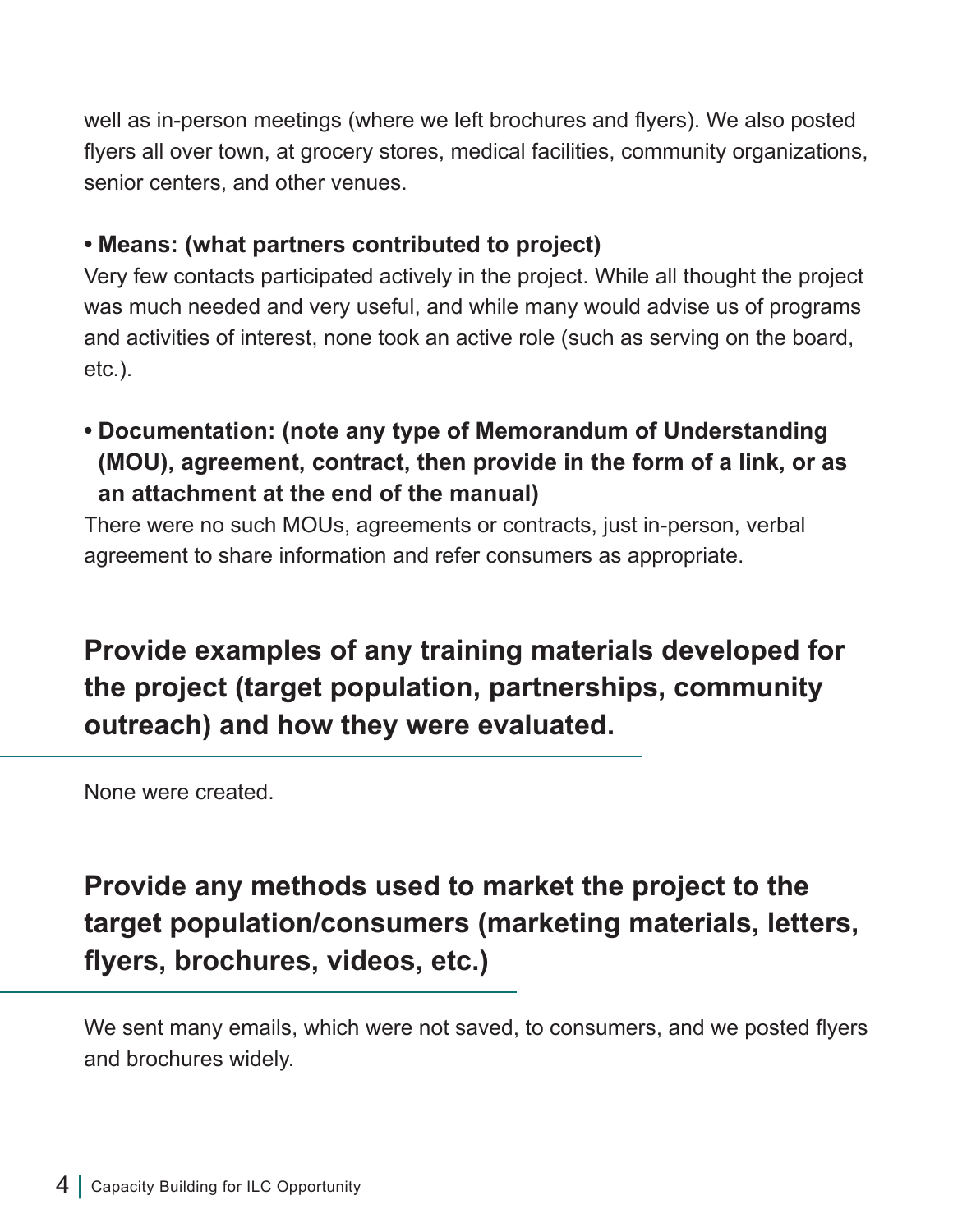well as in-person meetings (where we left brochures and flyers). We also posted flyers all over town, at grocery stores, medical facilities, community organizations, senior centers, and other venues.

- **Means: (what partners contributed to project)**

Very few contacts participated actively in the project. While all thought the project was much needed and very useful, and while many would advise us of programs and activities of interest, none took an active role (such as serving on the board, etc.).

- **Documentation: (note any type of Memorandum of Understanding (MOU), agreement, contract, then provide in the form of a link, or as an attachment at the end of the manual)**

There were no such MOUs, agreements or contracts, just in-person, verbal agreement to share information and refer consumers as appropriate.

## Provide examples of any training materials developed for the project (target population, partnerships, community outreach) and how they were evaluated.

None were created.

## Provide any methods used to market the project to the target population/consumers (marketing materials, letters, flyers, brochures, videos, etc.)

We sent many emails, which were not saved, to consumers, and we posted flyers and brochures widely.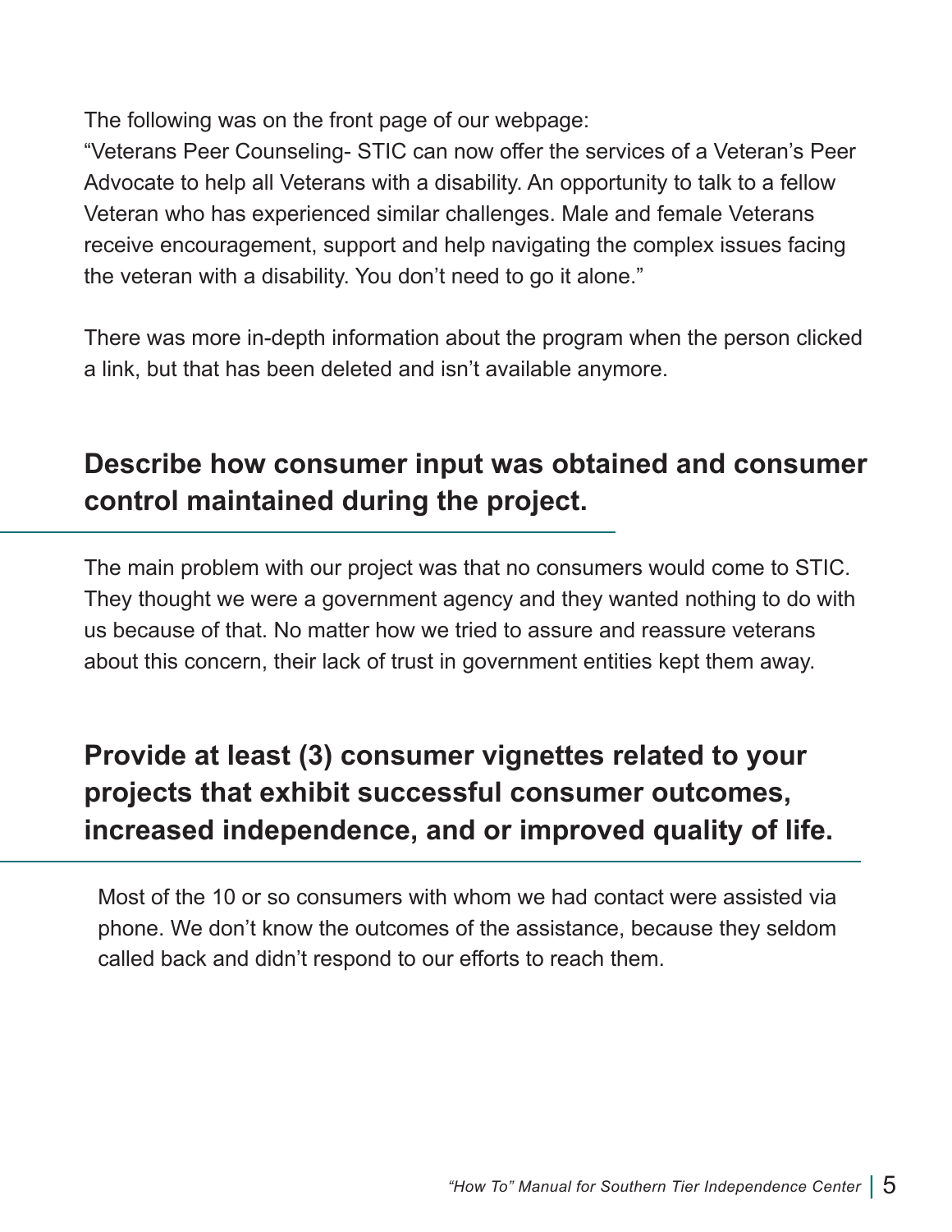The following was on the front page of our webpage:

"Veterans Peer Counseling- STIC can now offer the services of a Veteran's Peer Advocate to help all Veterans with a disability. An opportunity to talk to a fellow Veteran who has experienced similar challenges. Male and female Veterans receive encouragement, support and help navigating the complex issues facing the veteran with a disability. You don't need to go it alone."

There was more in-depth information about the program when the person clicked a link, but that has been deleted and isn't available anymore.

## Describe how consumer input was obtained and consumer control maintained during the project.

The main problem with our project was that no consumers would come to STIC. They thought we were a government agency and they wanted nothing to do with us because of that. No matter how we tried to assure and reassure veterans about this concern, their lack of trust in government entities kept them away.

## Provide at least (3) consumer vignettes related to your projects that exhibit successful consumer outcomes, increased independence, and or improved quality of life.

Most of the 10 or so consumers with whom we had contact were assisted via phone. We don't know the outcomes of the assistance, because they seldom called back and didn't respond to our efforts to reach them.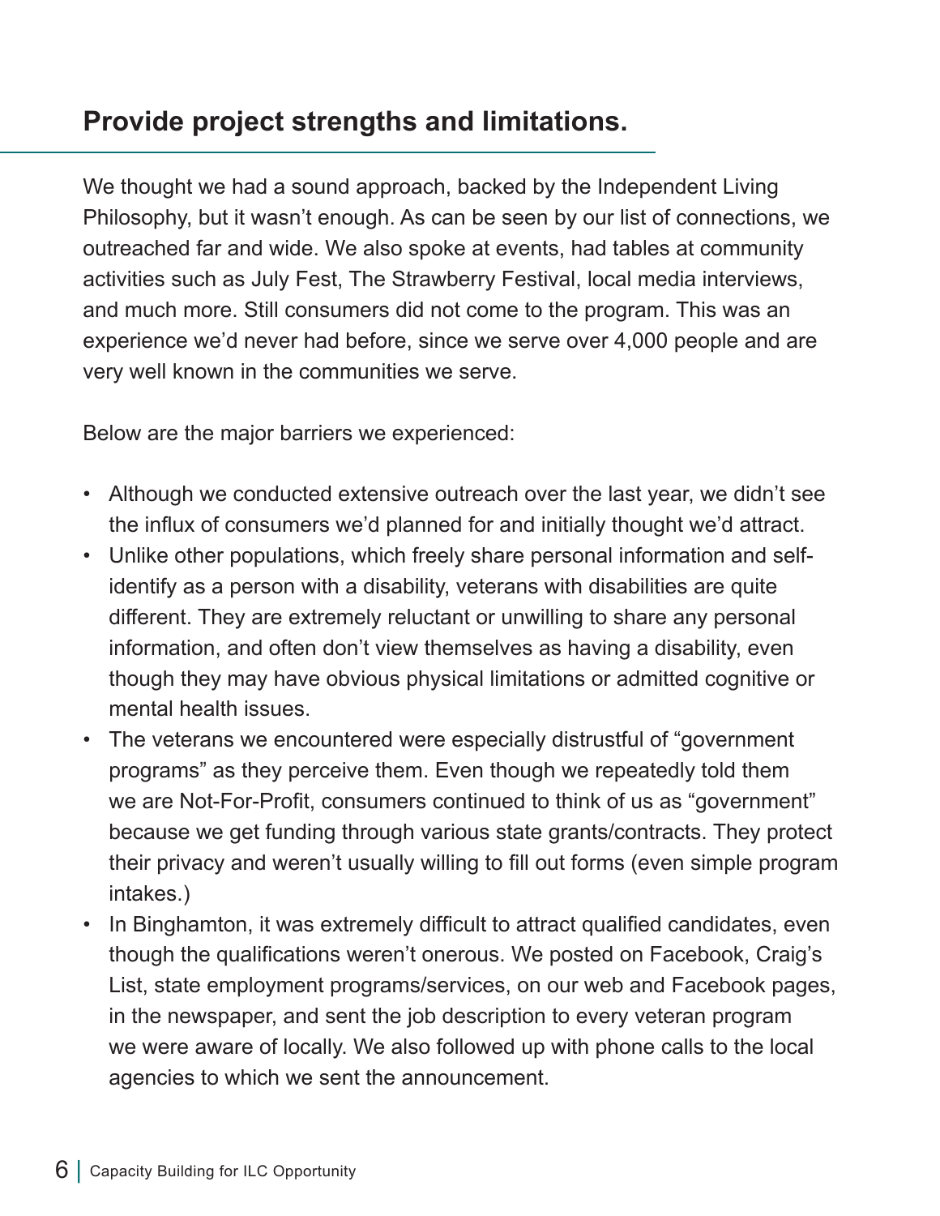## Provide project strengths and limitations.

We thought we had a sound approach, backed by the Independent Living Philosophy, but it wasn't enough. As can be seen by our list of connections, we outreached far and wide. We also spoke at events, had tables at community activities such as July Fest, The Strawberry Festival, local media interviews, and much more. Still consumers did not come to the program. This was an experience we'd never had before, since we serve over 4,000 people and are very well known in the communities we serve.

Below are the major barriers we experienced:

- Although we conducted extensive outreach over the last year, we didn't see the influx of consumers we'd planned for and initially thought we'd attract.
- Unlike other populations, which freely share personal information and self-identify as a person with a disability, veterans with disabilities are quite different. They are extremely reluctant or unwilling to share any personal information, and often don't view themselves as having a disability, even though they may have obvious physical limitations or admitted cognitive or mental health issues.
- The veterans we encountered were especially distrustful of "government programs" as they perceive them. Even though we repeatedly told them we are Not-For-Profit, consumers continued to think of us as "government" because we get funding through various state grants/contracts. They protect their privacy and weren't usually willing to fill out forms (even simple program intakes.)
- In Binghamton, it was extremely difficult to attract qualified candidates, even though the qualifications weren't onerous. We posted on Facebook, Craig's List, state employment programs/services, on our web and Facebook pages, in the newspaper, and sent the job description to every veteran program we were aware of locally. We also followed up with phone calls to the local agencies to which we sent the announcement.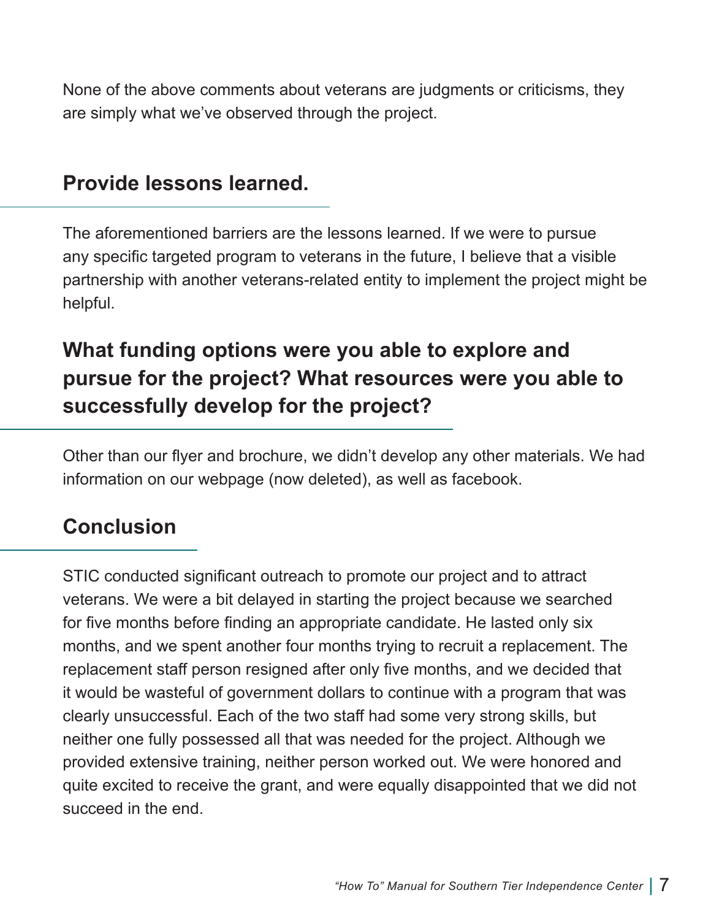None of the above comments about veterans are judgments or criticisms, they are simply what we've observed through the project.

## Provide lessons learned.

The aforementioned barriers are the lessons learned. If we were to pursue any specific targeted program to veterans in the future, I believe that a visible partnership with another veterans-related entity to implement the project might be helpful.

## What funding options were you able to explore and pursue for the project? What resources were you able to successfully develop for the project?

Other than our flyer and brochure, we didn't develop any other materials. We had information on our webpage (now deleted), as well as facebook.

## Conclusion

STIC conducted significant outreach to promote our project and to attract veterans. We were a bit delayed in starting the project because we searched for five months before finding an appropriate candidate. He lasted only six months, and we spent another four months trying to recruit a replacement. The replacement staff person resigned after only five months, and we decided that it would be wasteful of government dollars to continue with a program that was clearly unsuccessful. Each of the two staff had some very strong skills, but neither one fully possessed all that was needed for the project. Although we provided extensive training, neither person worked out. We were honored and quite excited to receive the grant, and were equally disappointed that we did not succeed in the end.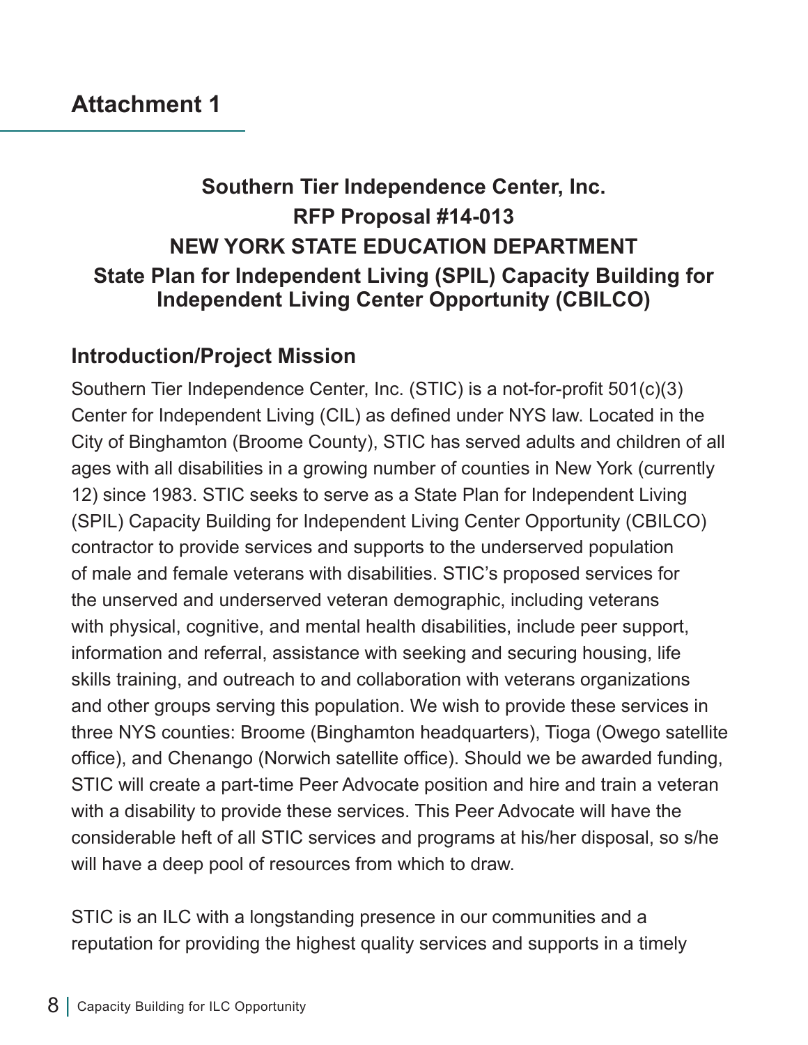## Attachment 1

**Southern Tier Independence Center, Inc.**
**RFP Proposal #14-013**
**NEW YORK STATE EDUCATION DEPARTMENT**
**State Plan for Independent Living (SPIL) Capacity Building for Independent Living Center Opportunity (CBILCO)**

### Introduction/Project Mission

Southern Tier Independence Center, Inc. (STIC) is a not-for-profit 501(c)(3) Center for Independent Living (CIL) as defined under NYS law. Located in the City of Binghamton (Broome County), STIC has served adults and children of all ages with all disabilities in a growing number of counties in New York (currently 12) since 1983. STIC seeks to serve as a State Plan for Independent Living (SPIL) Capacity Building for Independent Living Center Opportunity (CBILCO) contractor to provide services and supports to the underserved population of male and female veterans with disabilities. STIC's proposed services for the unserved and underserved veteran demographic, including veterans with physical, cognitive, and mental health disabilities, include peer support, information and referral, assistance with seeking and securing housing, life skills training, and outreach to and collaboration with veterans organizations and other groups serving this population. We wish to provide these services in three NYS counties: Broome (Binghamton headquarters), Tioga (Owego satellite office), and Chenango (Norwich satellite office). Should we be awarded funding, STIC will create a part-time Peer Advocate position and hire and train a veteran with a disability to provide these services. This Peer Advocate will have the considerable heft of all STIC services and programs at his/her disposal, so s/he will have a deep pool of resources from which to draw.

STIC is an ILC with a longstanding presence in our communities and a reputation for providing the highest quality services and supports in a timely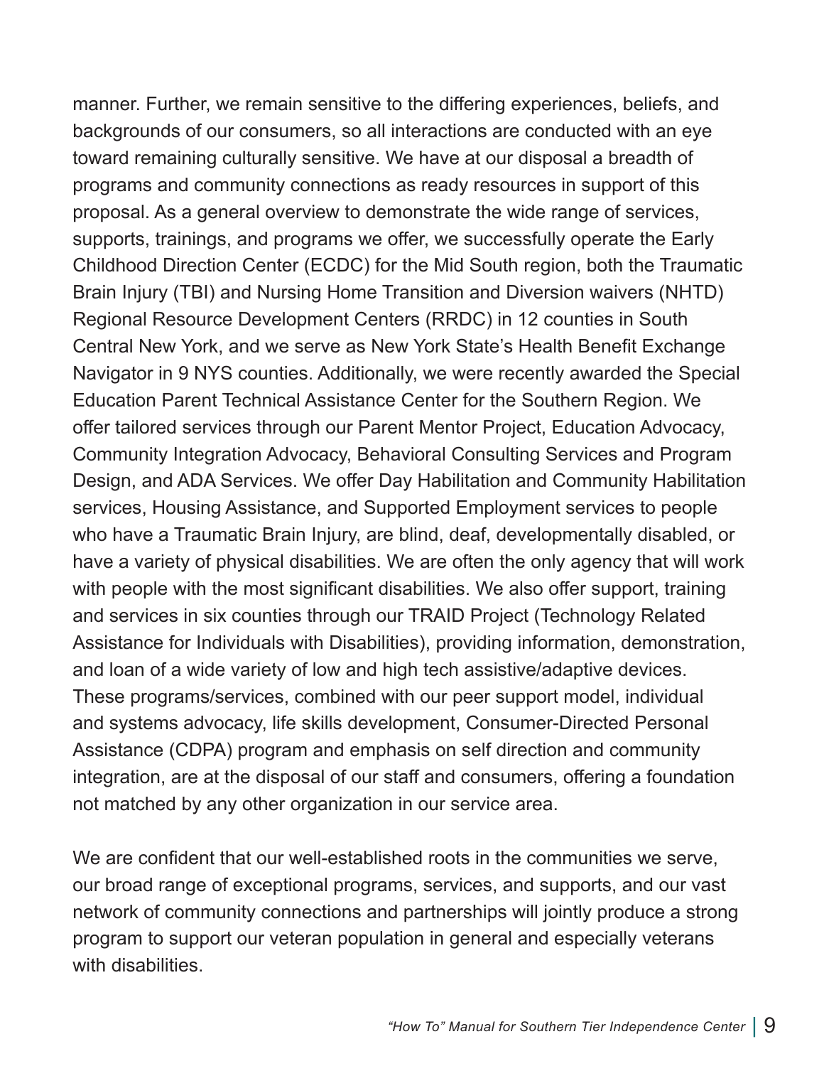manner. Further, we remain sensitive to the differing experiences, beliefs, and backgrounds of our consumers, so all interactions are conducted with an eye toward remaining culturally sensitive. We have at our disposal a breadth of programs and community connections as ready resources in support of this proposal. As a general overview to demonstrate the wide range of services, supports, trainings, and programs we offer, we successfully operate the Early Childhood Direction Center (ECDC) for the Mid South region, both the Traumatic Brain Injury (TBI) and Nursing Home Transition and Diversion waivers (NHTD) Regional Resource Development Centers (RRDC) in 12 counties in South Central New York, and we serve as New York State's Health Benefit Exchange Navigator in 9 NYS counties. Additionally, we were recently awarded the Special Education Parent Technical Assistance Center for the Southern Region. We offer tailored services through our Parent Mentor Project, Education Advocacy, Community Integration Advocacy, Behavioral Consulting Services and Program Design, and ADA Services. We offer Day Habilitation and Community Habilitation services, Housing Assistance, and Supported Employment services to people who have a Traumatic Brain Injury, are blind, deaf, developmentally disabled, or have a variety of physical disabilities. We are often the only agency that will work with people with the most significant disabilities. We also offer support, training and services in six counties through our TRAID Project (Technology Related Assistance for Individuals with Disabilities), providing information, demonstration, and loan of a wide variety of low and high tech assistive/adaptive devices. These programs/services, combined with our peer support model, individual and systems advocacy, life skills development, Consumer-Directed Personal Assistance (CDPA) program and emphasis on self direction and community integration, are at the disposal of our staff and consumers, offering a foundation not matched by any other organization in our service area.

We are confident that our well-established roots in the communities we serve, our broad range of exceptional programs, services, and supports, and our vast network of community connections and partnerships will jointly produce a strong program to support our veteran population in general and especially veterans with disabilities.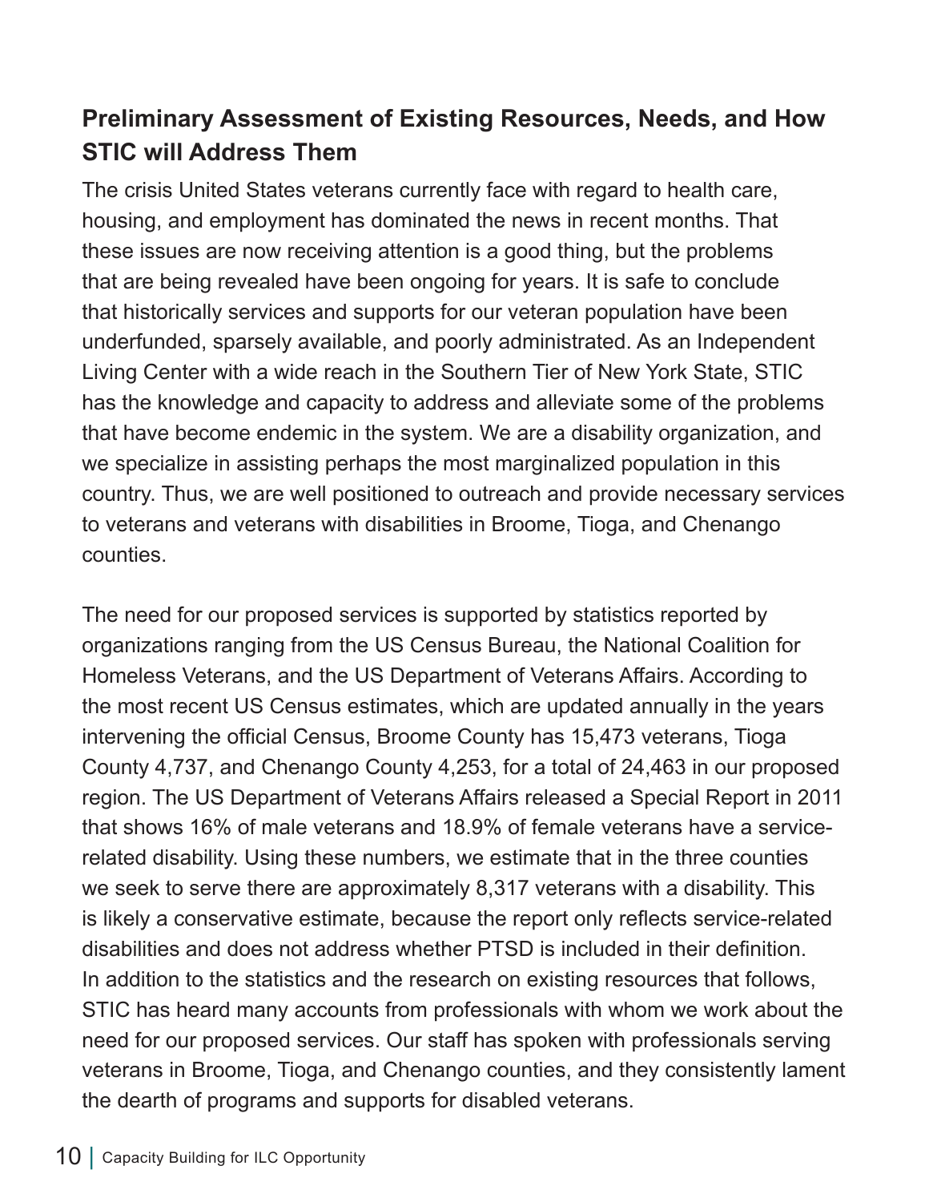## Preliminary Assessment of Existing Resources, Needs, and How STIC will Address Them

The crisis United States veterans currently face with regard to health care, housing, and employment has dominated the news in recent months. That these issues are now receiving attention is a good thing, but the problems that are being revealed have been ongoing for years. It is safe to conclude that historically services and supports for our veteran population have been underfunded, sparsely available, and poorly administrated. As an Independent Living Center with a wide reach in the Southern Tier of New York State, STIC has the knowledge and capacity to address and alleviate some of the problems that have become endemic in the system. We are a disability organization, and we specialize in assisting perhaps the most marginalized population in this country. Thus, we are well positioned to outreach and provide necessary services to veterans and veterans with disabilities in Broome, Tioga, and Chenango counties.

The need for our proposed services is supported by statistics reported by organizations ranging from the US Census Bureau, the National Coalition for Homeless Veterans, and the US Department of Veterans Affairs. According to the most recent US Census estimates, which are updated annually in the years intervening the official Census, Broome County has 15,473 veterans, Tioga County 4,737, and Chenango County 4,253, for a total of 24,463 in our proposed region. The US Department of Veterans Affairs released a Special Report in 2011 that shows 16% of male veterans and 18.9% of female veterans have a service-related disability. Using these numbers, we estimate that in the three counties we seek to serve there are approximately 8,317 veterans with a disability. This is likely a conservative estimate, because the report only reflects service-related disabilities and does not address whether PTSD is included in their definition. In addition to the statistics and the research on existing resources that follows, STIC has heard many accounts from professionals with whom we work about the need for our proposed services. Our staff has spoken with professionals serving veterans in Broome, Tioga, and Chenango counties, and they consistently lament the dearth of programs and supports for disabled veterans.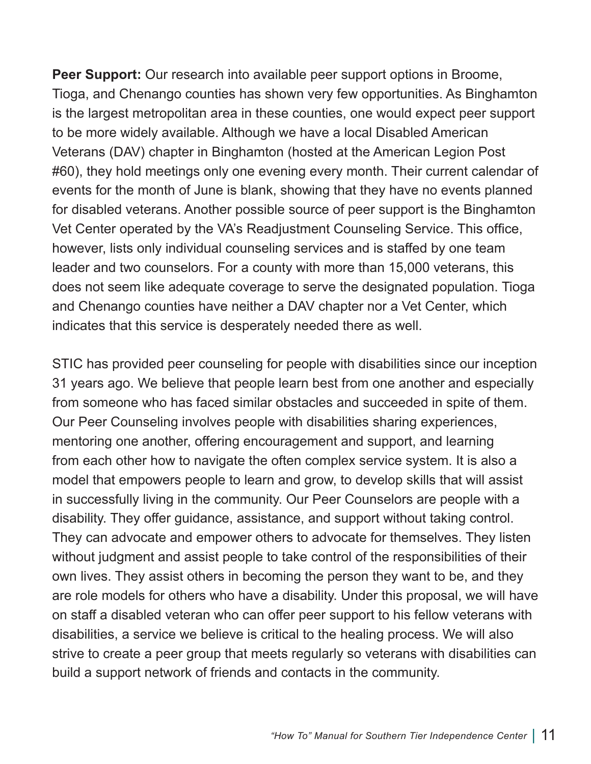**Peer Support:** Our research into available peer support options in Broome, Tioga, and Chenango counties has shown very few opportunities. As Binghamton is the largest metropolitan area in these counties, one would expect peer support to be more widely available. Although we have a local Disabled American Veterans (DAV) chapter in Binghamton (hosted at the American Legion Post #60), they hold meetings only one evening every month. Their current calendar of events for the month of June is blank, showing that they have no events planned for disabled veterans. Another possible source of peer support is the Binghamton Vet Center operated by the VA's Readjustment Counseling Service. This office, however, lists only individual counseling services and is staffed by one team leader and two counselors. For a county with more than 15,000 veterans, this does not seem like adequate coverage to serve the designated population. Tioga and Chenango counties have neither a DAV chapter nor a Vet Center, which indicates that this service is desperately needed there as well.

STIC has provided peer counseling for people with disabilities since our inception 31 years ago. We believe that people learn best from one another and especially from someone who has faced similar obstacles and succeeded in spite of them. Our Peer Counseling involves people with disabilities sharing experiences, mentoring one another, offering encouragement and support, and learning from each other how to navigate the often complex service system. It is also a model that empowers people to learn and grow, to develop skills that will assist in successfully living in the community. Our Peer Counselors are people with a disability. They offer guidance, assistance, and support without taking control. They can advocate and empower others to advocate for themselves. They listen without judgment and assist people to take control of the responsibilities of their own lives. They assist others in becoming the person they want to be, and they are role models for others who have a disability. Under this proposal, we will have on staff a disabled veteran who can offer peer support to his fellow veterans with disabilities, a service we believe is critical to the healing process. We will also strive to create a peer group that meets regularly so veterans with disabilities can build a support network of friends and contacts in the community.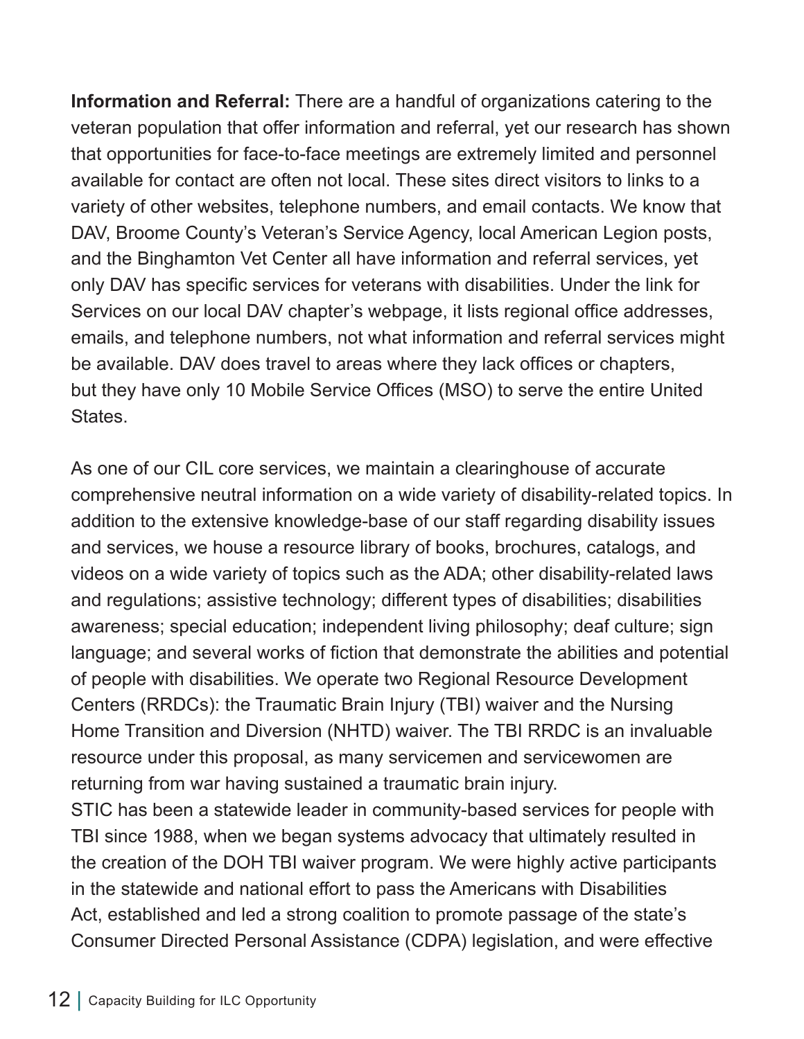**Information and Referral:** There are a handful of organizations catering to the veteran population that offer information and referral, yet our research has shown that opportunities for face-to-face meetings are extremely limited and personnel available for contact are often not local. These sites direct visitors to links to a variety of other websites, telephone numbers, and email contacts. We know that DAV, Broome County's Veteran's Service Agency, local American Legion posts, and the Binghamton Vet Center all have information and referral services, yet only DAV has specific services for veterans with disabilities. Under the link for Services on our local DAV chapter's webpage, it lists regional office addresses, emails, and telephone numbers, not what information and referral services might be available. DAV does travel to areas where they lack offices or chapters, but they have only 10 Mobile Service Offices (MSO) to serve the entire United States.

As one of our CIL core services, we maintain a clearinghouse of accurate comprehensive neutral information on a wide variety of disability-related topics. In addition to the extensive knowledge-base of our staff regarding disability issues and services, we house a resource library of books, brochures, catalogs, and videos on a wide variety of topics such as the ADA; other disability-related laws and regulations; assistive technology; different types of disabilities; disabilities awareness; special education; independent living philosophy; deaf culture; sign language; and several works of fiction that demonstrate the abilities and potential of people with disabilities. We operate two Regional Resource Development Centers (RRDCs): the Traumatic Brain Injury (TBI) waiver and the Nursing Home Transition and Diversion (NHTD) waiver. The TBI RRDC is an invaluable resource under this proposal, as many servicemen and servicewomen are returning from war having sustained a traumatic brain injury.

STIC has been a statewide leader in community-based services for people with TBI since 1988, when we began systems advocacy that ultimately resulted in the creation of the DOH TBI waiver program. We were highly active participants in the statewide and national effort to pass the Americans with Disabilities Act, established and led a strong coalition to promote passage of the state's Consumer Directed Personal Assistance (CDPA) legislation, and were effective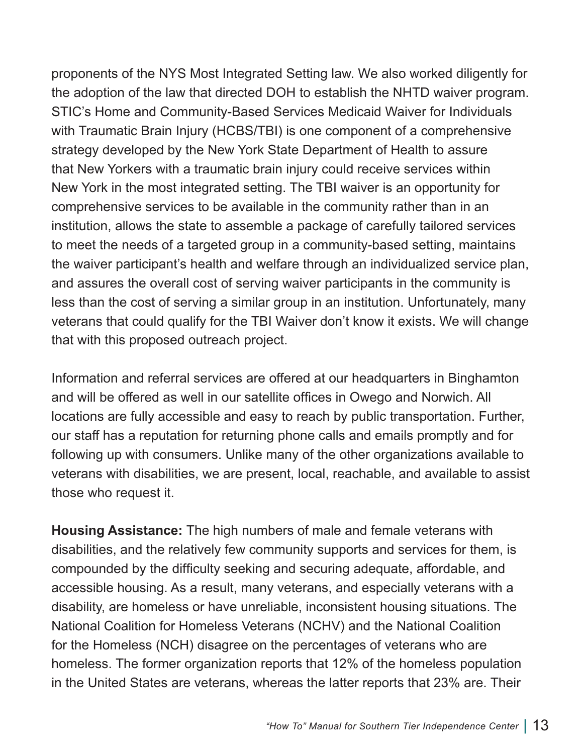proponents of the NYS Most Integrated Setting law. We also worked diligently for the adoption of the law that directed DOH to establish the NHTD waiver program. STIC's Home and Community-Based Services Medicaid Waiver for Individuals with Traumatic Brain Injury (HCBS/TBI) is one component of a comprehensive strategy developed by the New York State Department of Health to assure that New Yorkers with a traumatic brain injury could receive services within New York in the most integrated setting. The TBI waiver is an opportunity for comprehensive services to be available in the community rather than in an institution, allows the state to assemble a package of carefully tailored services to meet the needs of a targeted group in a community-based setting, maintains the waiver participant's health and welfare through an individualized service plan, and assures the overall cost of serving waiver participants in the community is less than the cost of serving a similar group in an institution. Unfortunately, many veterans that could qualify for the TBI Waiver don't know it exists. We will change that with this proposed outreach project.

Information and referral services are offered at our headquarters in Binghamton and will be offered as well in our satellite offices in Owego and Norwich. All locations are fully accessible and easy to reach by public transportation. Further, our staff has a reputation for returning phone calls and emails promptly and for following up with consumers. Unlike many of the other organizations available to veterans with disabilities, we are present, local, reachable, and available to assist those who request it.

**Housing Assistance:** The high numbers of male and female veterans with disabilities, and the relatively few community supports and services for them, is compounded by the difficulty seeking and securing adequate, affordable, and accessible housing. As a result, many veterans, and especially veterans with a disability, are homeless or have unreliable, inconsistent housing situations. The National Coalition for Homeless Veterans (NCHV) and the National Coalition for the Homeless (NCH) disagree on the percentages of veterans who are homeless. The former organization reports that 12% of the homeless population in the United States are veterans, whereas the latter reports that 23% are. Their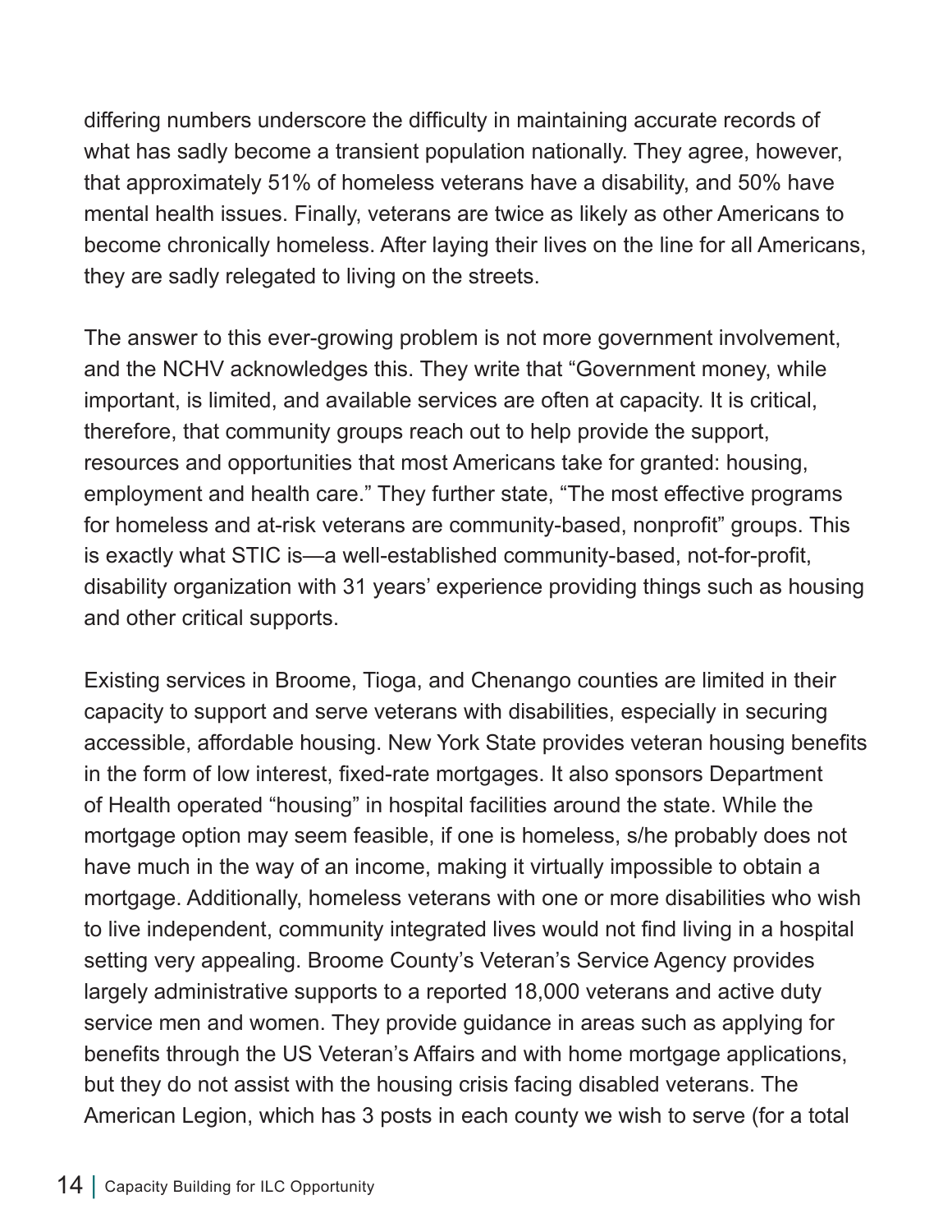differing numbers underscore the difficulty in maintaining accurate records of what has sadly become a transient population nationally. They agree, however, that approximately 51% of homeless veterans have a disability, and 50% have mental health issues. Finally, veterans are twice as likely as other Americans to become chronically homeless. After laying their lives on the line for all Americans, they are sadly relegated to living on the streets.

The answer to this ever-growing problem is not more government involvement, and the NCHV acknowledges this. They write that "Government money, while important, is limited, and available services are often at capacity. It is critical, therefore, that community groups reach out to help provide the support, resources and opportunities that most Americans take for granted: housing, employment and health care." They further state, "The most effective programs for homeless and at-risk veterans are community-based, nonprofit" groups. This is exactly what STIC is—a well-established community-based, not-for-profit, disability organization with 31 years' experience providing things such as housing and other critical supports.

Existing services in Broome, Tioga, and Chenango counties are limited in their capacity to support and serve veterans with disabilities, especially in securing accessible, affordable housing. New York State provides veteran housing benefits in the form of low interest, fixed-rate mortgages. It also sponsors Department of Health operated "housing" in hospital facilities around the state. While the mortgage option may seem feasible, if one is homeless, s/he probably does not have much in the way of an income, making it virtually impossible to obtain a mortgage. Additionally, homeless veterans with one or more disabilities who wish to live independent, community integrated lives would not find living in a hospital setting very appealing. Broome County's Veteran's Service Agency provides largely administrative supports to a reported 18,000 veterans and active duty service men and women. They provide guidance in areas such as applying for benefits through the US Veteran's Affairs and with home mortgage applications, but they do not assist with the housing crisis facing disabled veterans. The American Legion, which has 3 posts in each county we wish to serve (for a total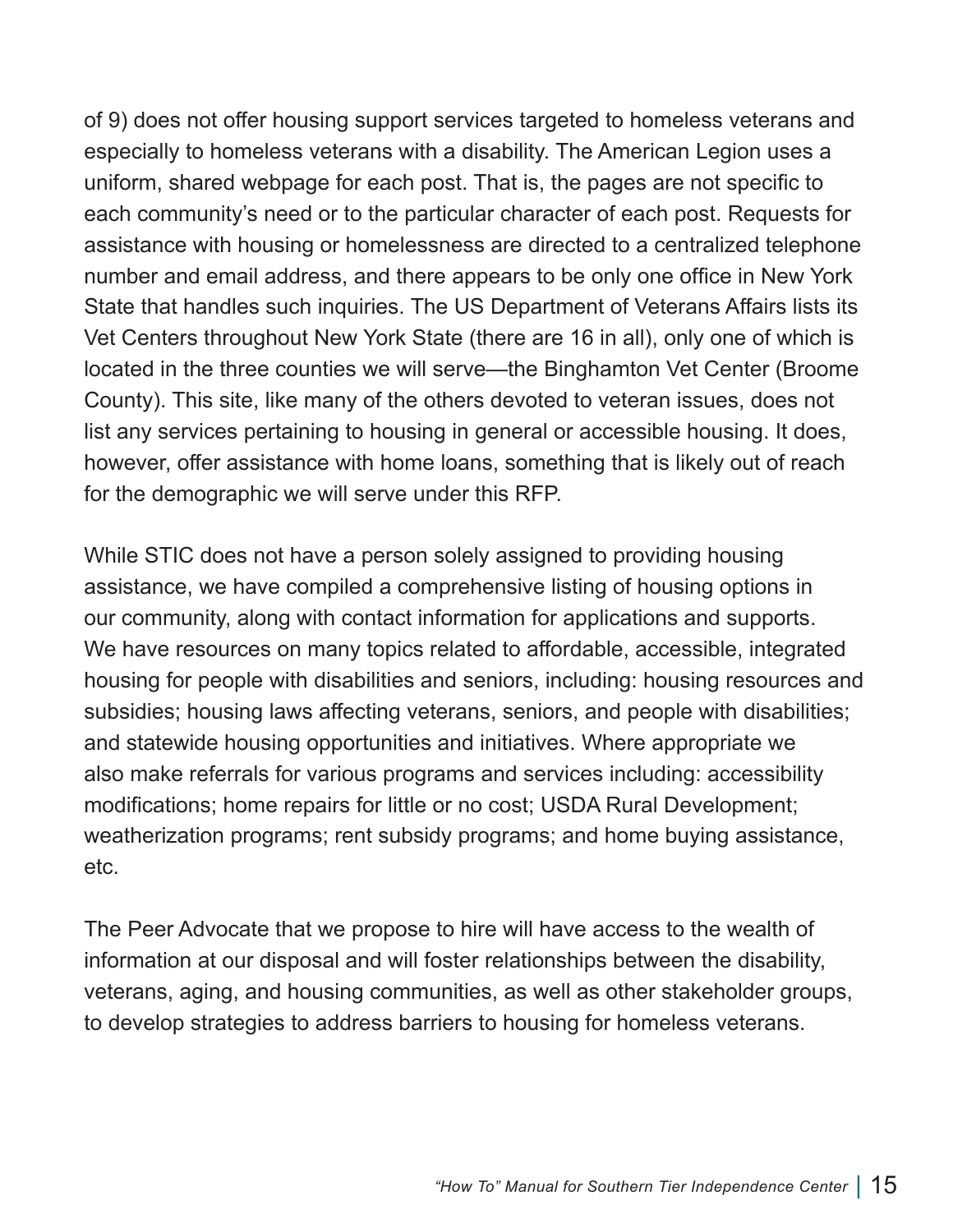of 9) does not offer housing support services targeted to homeless veterans and especially to homeless veterans with a disability. The American Legion uses a uniform, shared webpage for each post. That is, the pages are not specific to each community's need or to the particular character of each post. Requests for assistance with housing or homelessness are directed to a centralized telephone number and email address, and there appears to be only one office in New York State that handles such inquiries. The US Department of Veterans Affairs lists its Vet Centers throughout New York State (there are 16 in all), only one of which is located in the three counties we will serve—the Binghamton Vet Center (Broome County). This site, like many of the others devoted to veteran issues, does not list any services pertaining to housing in general or accessible housing. It does, however, offer assistance with home loans, something that is likely out of reach for the demographic we will serve under this RFP.

While STIC does not have a person solely assigned to providing housing assistance, we have compiled a comprehensive listing of housing options in our community, along with contact information for applications and supports. We have resources on many topics related to affordable, accessible, integrated housing for people with disabilities and seniors, including: housing resources and subsidies; housing laws affecting veterans, seniors, and people with disabilities; and statewide housing opportunities and initiatives. Where appropriate we also make referrals for various programs and services including: accessibility modifications; home repairs for little or no cost; USDA Rural Development; weatherization programs; rent subsidy programs; and home buying assistance, etc.

The Peer Advocate that we propose to hire will have access to the wealth of information at our disposal and will foster relationships between the disability, veterans, aging, and housing communities, as well as other stakeholder groups, to develop strategies to address barriers to housing for homeless veterans.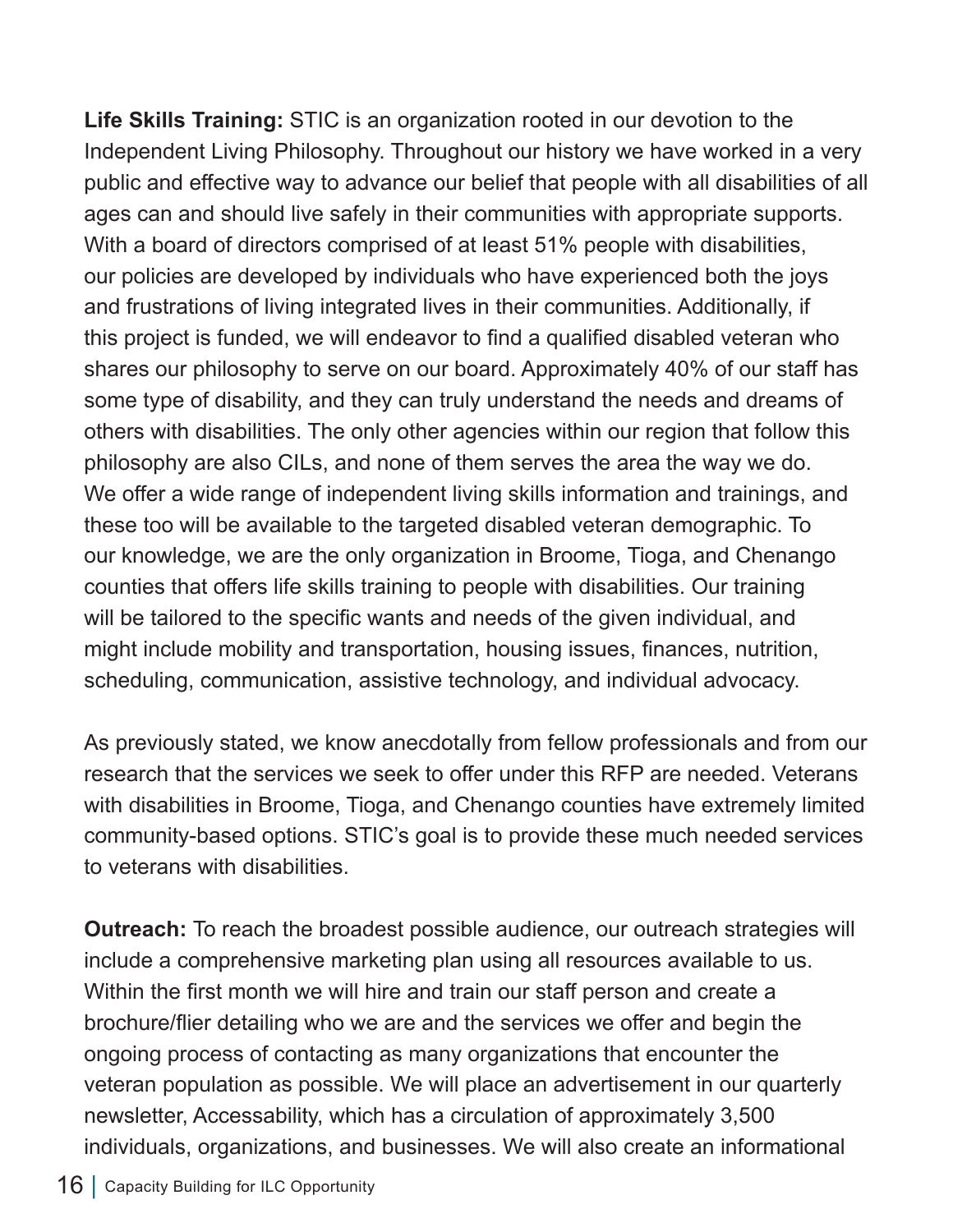**Life Skills Training:** STIC is an organization rooted in our devotion to the Independent Living Philosophy. Throughout our history we have worked in a very public and effective way to advance our belief that people with all disabilities of all ages can and should live safely in their communities with appropriate supports. With a board of directors comprised of at least 51% people with disabilities, our policies are developed by individuals who have experienced both the joys and frustrations of living integrated lives in their communities. Additionally, if this project is funded, we will endeavor to find a qualified disabled veteran who shares our philosophy to serve on our board. Approximately 40% of our staff has some type of disability, and they can truly understand the needs and dreams of others with disabilities. The only other agencies within our region that follow this philosophy are also CILs, and none of them serves the area the way we do. We offer a wide range of independent living skills information and trainings, and these too will be available to the targeted disabled veteran demographic. To our knowledge, we are the only organization in Broome, Tioga, and Chenango counties that offers life skills training to people with disabilities. Our training will be tailored to the specific wants and needs of the given individual, and might include mobility and transportation, housing issues, finances, nutrition, scheduling, communication, assistive technology, and individual advocacy.

As previously stated, we know anecdotally from fellow professionals and from our research that the services we seek to offer under this RFP are needed. Veterans with disabilities in Broome, Tioga, and Chenango counties have extremely limited community-based options. STIC's goal is to provide these much needed services to veterans with disabilities.

**Outreach:** To reach the broadest possible audience, our outreach strategies will include a comprehensive marketing plan using all resources available to us. Within the first month we will hire and train our staff person and create a brochure/flier detailing who we are and the services we offer and begin the ongoing process of contacting as many organizations that encounter the veteran population as possible. We will place an advertisement in our quarterly newsletter, Accessability, which has a circulation of approximately 3,500 individuals, organizations, and businesses. We will also create an informational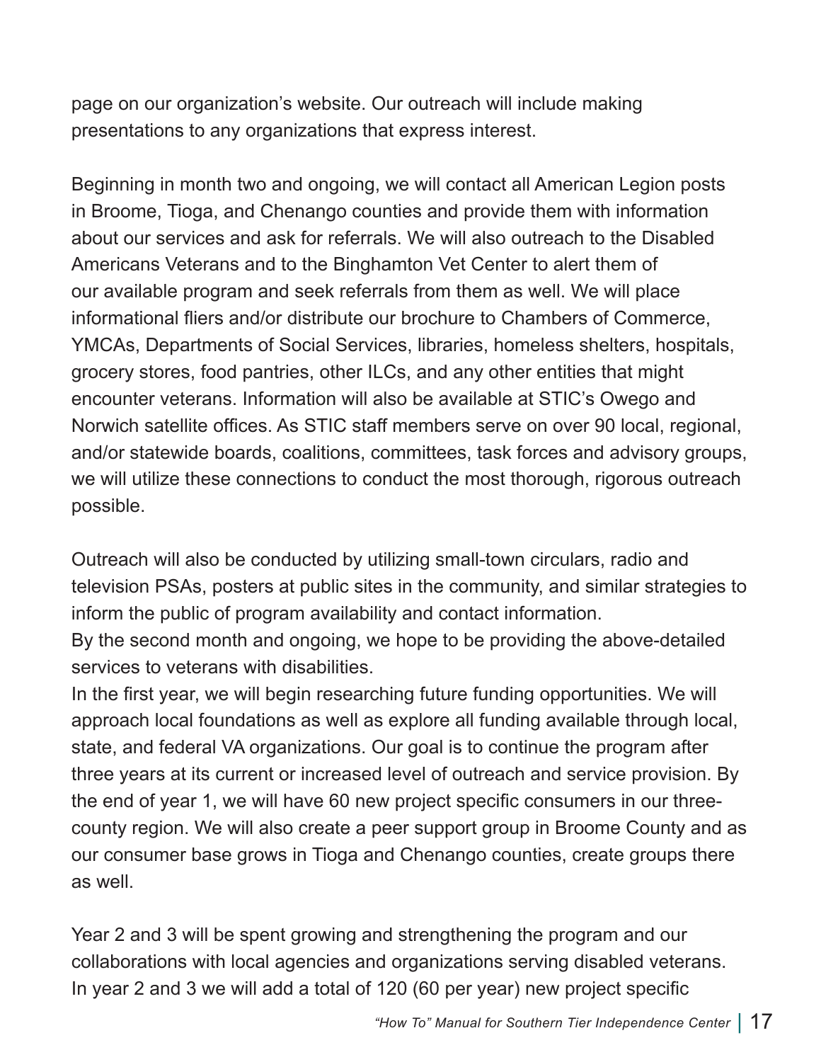page on our organization's website. Our outreach will include making presentations to any organizations that express interest.

Beginning in month two and ongoing, we will contact all American Legion posts in Broome, Tioga, and Chenango counties and provide them with information about our services and ask for referrals. We will also outreach to the Disabled Americans Veterans and to the Binghamton Vet Center to alert them of our available program and seek referrals from them as well. We will place informational fliers and/or distribute our brochure to Chambers of Commerce, YMCAs, Departments of Social Services, libraries, homeless shelters, hospitals, grocery stores, food pantries, other ILCs, and any other entities that might encounter veterans. Information will also be available at STIC's Owego and Norwich satellite offices. As STIC staff members serve on over 90 local, regional, and/or statewide boards, coalitions, committees, task forces and advisory groups, we will utilize these connections to conduct the most thorough, rigorous outreach possible.

Outreach will also be conducted by utilizing small-town circulars, radio and television PSAs, posters at public sites in the community, and similar strategies to inform the public of program availability and contact information.
By the second month and ongoing, we hope to be providing the above-detailed services to veterans with disabilities.
In the first year, we will begin researching future funding opportunities. We will approach local foundations as well as explore all funding available through local, state, and federal VA organizations. Our goal is to continue the program after three years at its current or increased level of outreach and service provision. By the end of year 1, we will have 60 new project specific consumers in our three-county region. We will also create a peer support group in Broome County and as our consumer base grows in Tioga and Chenango counties, create groups there as well.

Year 2 and 3 will be spent growing and strengthening the program and our collaborations with local agencies and organizations serving disabled veterans. In year 2 and 3 we will add a total of 120 (60 per year) new project specific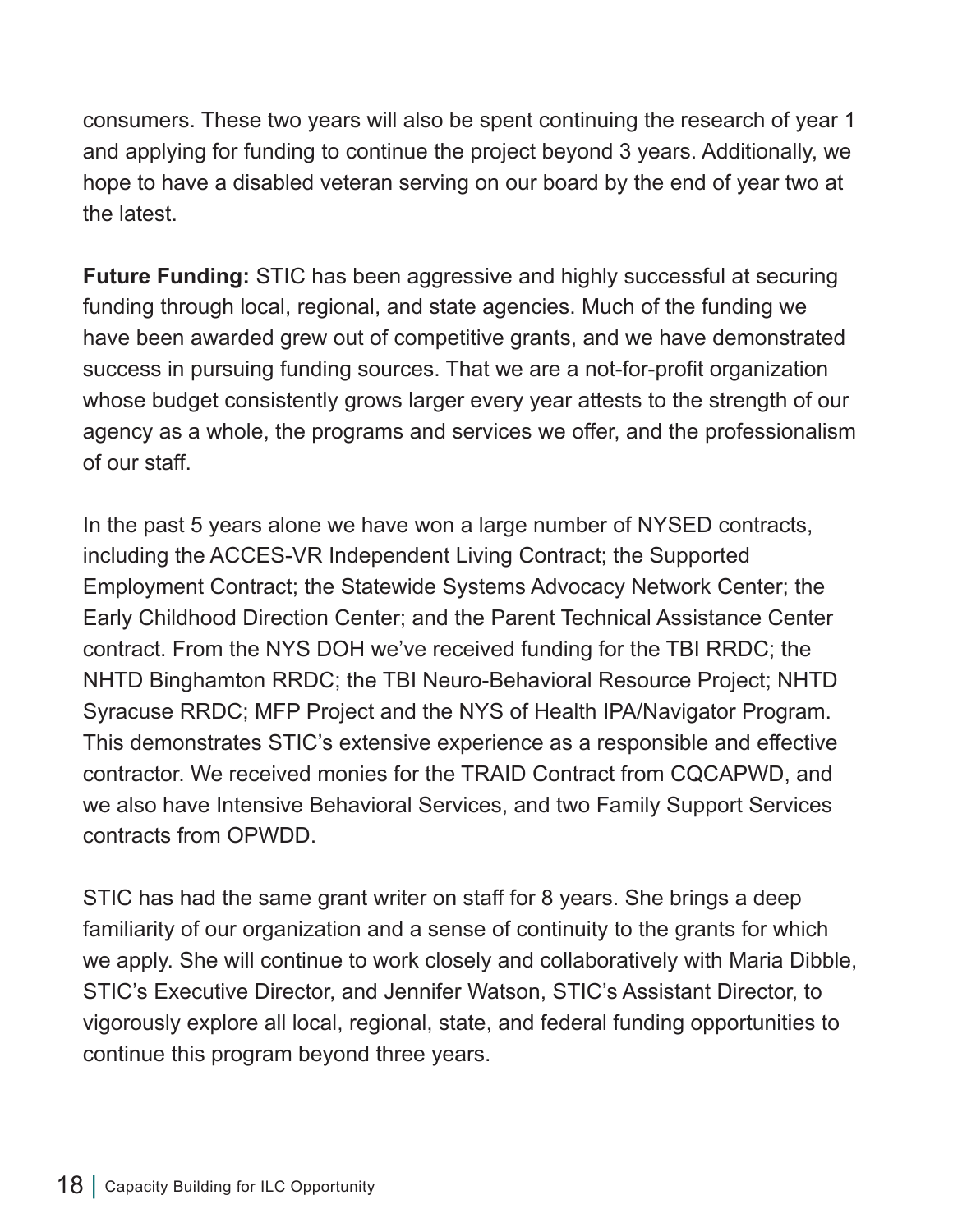consumers. These two years will also be spent continuing the research of year 1 and applying for funding to continue the project beyond 3 years. Additionally, we hope to have a disabled veteran serving on our board by the end of year two at the latest.

**Future Funding:** STIC has been aggressive and highly successful at securing funding through local, regional, and state agencies. Much of the funding we have been awarded grew out of competitive grants, and we have demonstrated success in pursuing funding sources. That we are a not-for-profit organization whose budget consistently grows larger every year attests to the strength of our agency as a whole, the programs and services we offer, and the professionalism of our staff.

In the past 5 years alone we have won a large number of NYSED contracts, including the ACCES-VR Independent Living Contract; the Supported Employment Contract; the Statewide Systems Advocacy Network Center; the Early Childhood Direction Center; and the Parent Technical Assistance Center contract. From the NYS DOH we've received funding for the TBI RRDC; the NHTD Binghamton RRDC; the TBI Neuro-Behavioral Resource Project; NHTD Syracuse RRDC; MFP Project and the NYS of Health IPA/Navigator Program. This demonstrates STIC's extensive experience as a responsible and effective contractor. We received monies for the TRAID Contract from CQCAPWD, and we also have Intensive Behavioral Services, and two Family Support Services contracts from OPWDD.

STIC has had the same grant writer on staff for 8 years. She brings a deep familiarity of our organization and a sense of continuity to the grants for which we apply. She will continue to work closely and collaboratively with Maria Dibble, STIC's Executive Director, and Jennifer Watson, STIC's Assistant Director, to vigorously explore all local, regional, state, and federal funding opportunities to continue this program beyond three years.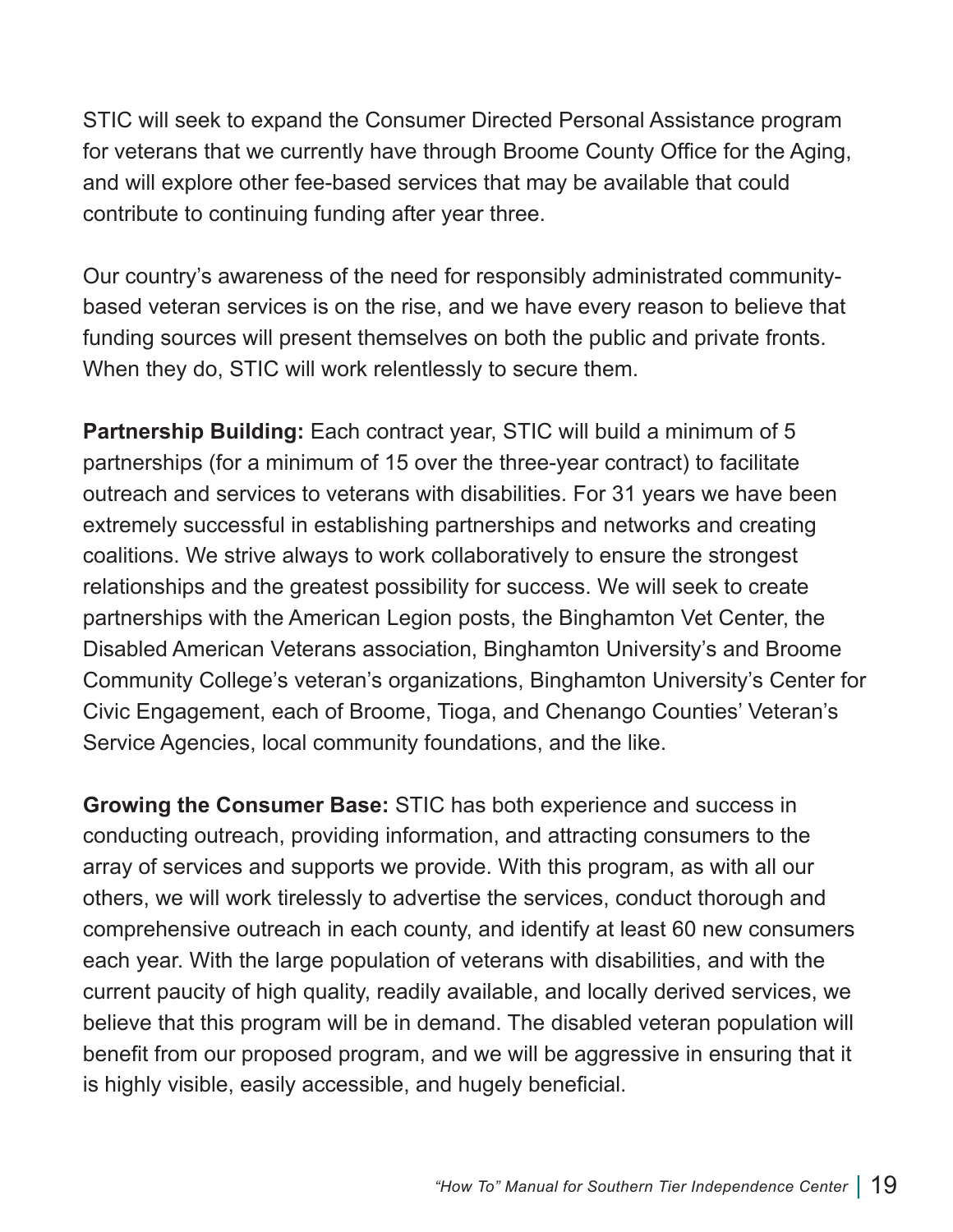STIC will seek to expand the Consumer Directed Personal Assistance program for veterans that we currently have through Broome County Office for the Aging, and will explore other fee-based services that may be available that could contribute to continuing funding after year three.

Our country's awareness of the need for responsibly administrated community-based veteran services is on the rise, and we have every reason to believe that funding sources will present themselves on both the public and private fronts. When they do, STIC will work relentlessly to secure them.

**Partnership Building:** Each contract year, STIC will build a minimum of 5 partnerships (for a minimum of 15 over the three-year contract) to facilitate outreach and services to veterans with disabilities. For 31 years we have been extremely successful in establishing partnerships and networks and creating coalitions. We strive always to work collaboratively to ensure the strongest relationships and the greatest possibility for success. We will seek to create partnerships with the American Legion posts, the Binghamton Vet Center, the Disabled American Veterans association, Binghamton University's and Broome Community College's veteran's organizations, Binghamton University's Center for Civic Engagement, each of Broome, Tioga, and Chenango Counties' Veteran's Service Agencies, local community foundations, and the like.

**Growing the Consumer Base:** STIC has both experience and success in conducting outreach, providing information, and attracting consumers to the array of services and supports we provide. With this program, as with all our others, we will work tirelessly to advertise the services, conduct thorough and comprehensive outreach in each county, and identify at least 60 new consumers each year. With the large population of veterans with disabilities, and with the current paucity of high quality, readily available, and locally derived services, we believe that this program will be in demand. The disabled veteran population will benefit from our proposed program, and we will be aggressive in ensuring that it is highly visible, easily accessible, and hugely beneficial.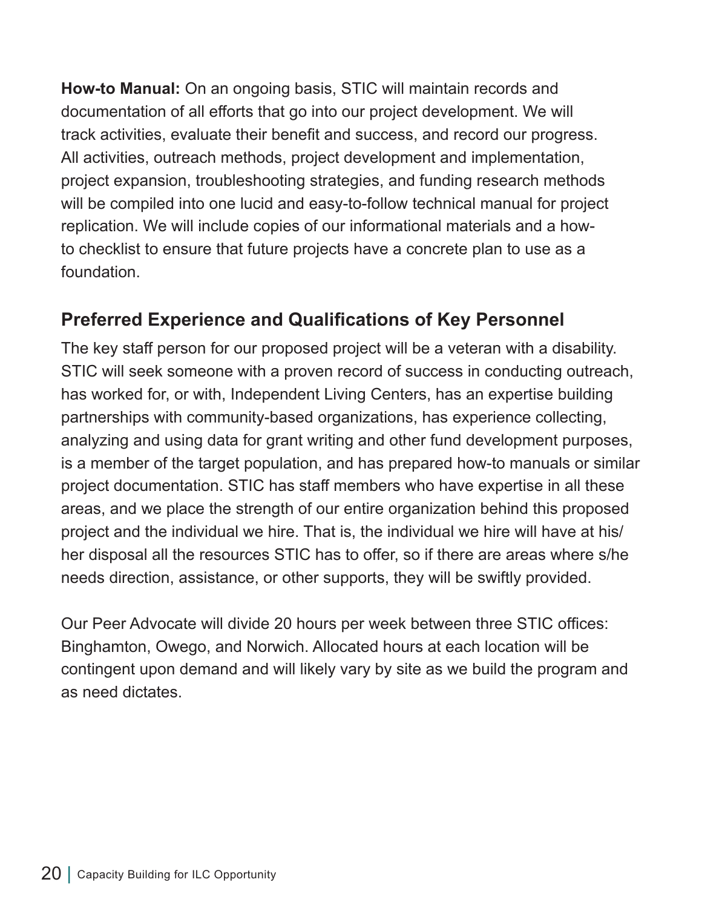**How-to Manual:** On an ongoing basis, STIC will maintain records and documentation of all efforts that go into our project development. We will track activities, evaluate their benefit and success, and record our progress. All activities, outreach methods, project development and implementation, project expansion, troubleshooting strategies, and funding research methods will be compiled into one lucid and easy-to-follow technical manual for project replication. We will include copies of our informational materials and a how-to checklist to ensure that future projects have a concrete plan to use as a foundation.

## Preferred Experience and Qualifications of Key Personnel

The key staff person for our proposed project will be a veteran with a disability. STIC will seek someone with a proven record of success in conducting outreach, has worked for, or with, Independent Living Centers, has an expertise building partnerships with community-based organizations, has experience collecting, analyzing and using data for grant writing and other fund development purposes, is a member of the target population, and has prepared how-to manuals or similar project documentation. STIC has staff members who have expertise in all these areas, and we place the strength of our entire organization behind this proposed project and the individual we hire. That is, the individual we hire will have at his/her disposal all the resources STIC has to offer, so if there are areas where s/he needs direction, assistance, or other supports, they will be swiftly provided.

Our Peer Advocate will divide 20 hours per week between three STIC offices: Binghamton, Owego, and Norwich. Allocated hours at each location will be contingent upon demand and will likely vary by site as we build the program and as need dictates.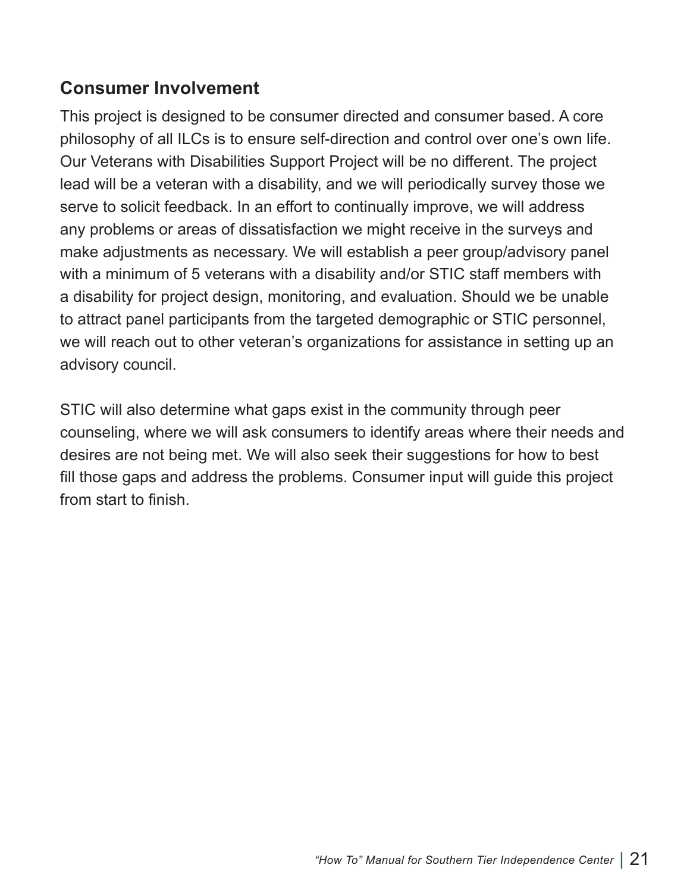## Consumer Involvement

This project is designed to be consumer directed and consumer based. A core philosophy of all ILCs is to ensure self-direction and control over one's own life. Our Veterans with Disabilities Support Project will be no different. The project lead will be a veteran with a disability, and we will periodically survey those we serve to solicit feedback. In an effort to continually improve, we will address any problems or areas of dissatisfaction we might receive in the surveys and make adjustments as necessary. We will establish a peer group/advisory panel with a minimum of 5 veterans with a disability and/or STIC staff members with a disability for project design, monitoring, and evaluation. Should we be unable to attract panel participants from the targeted demographic or STIC personnel, we will reach out to other veteran's organizations for assistance in setting up an advisory council.

STIC will also determine what gaps exist in the community through peer counseling, where we will ask consumers to identify areas where their needs and desires are not being met. We will also seek their suggestions for how to best fill those gaps and address the problems. Consumer input will guide this project from start to finish.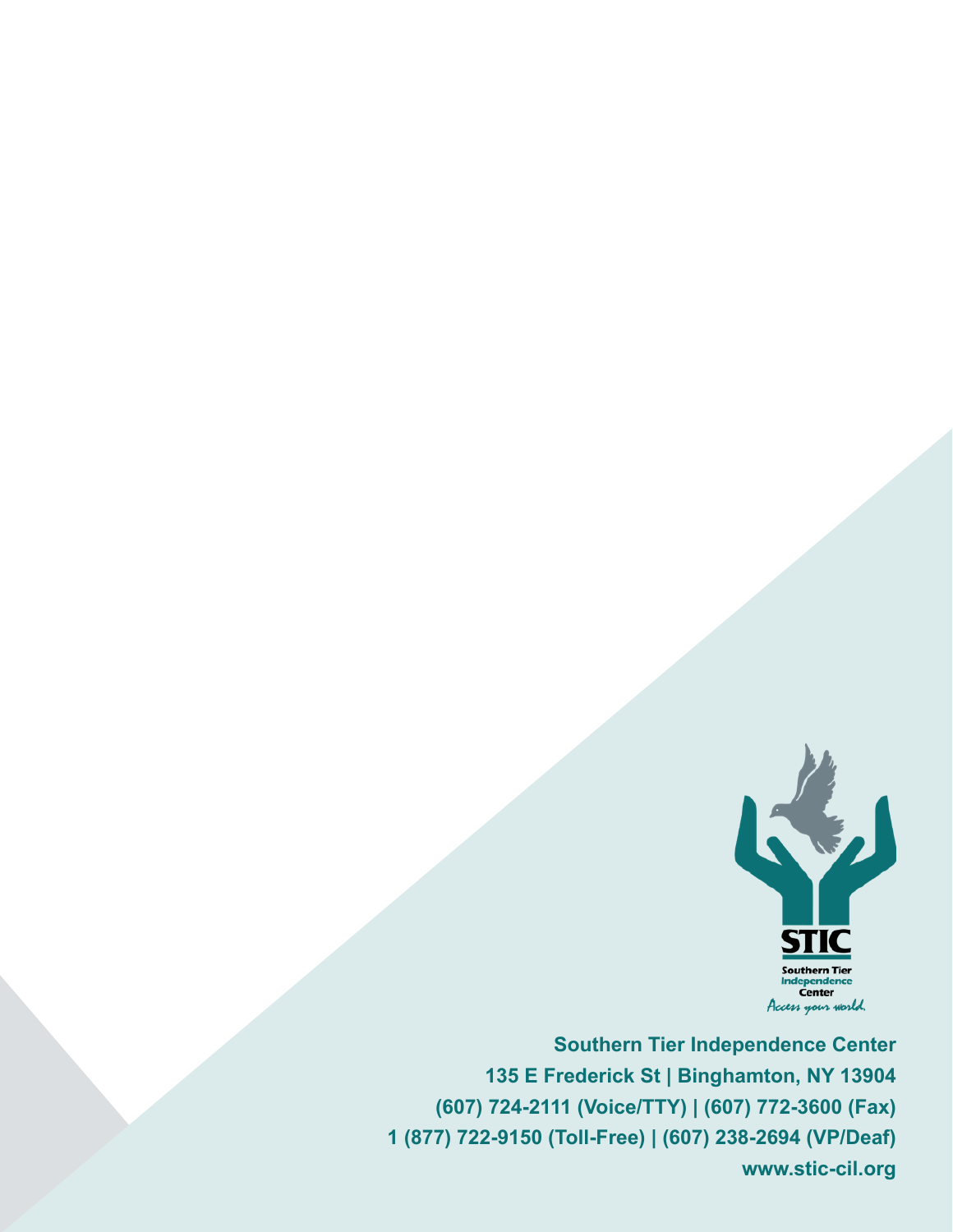STIC

Southern Tier Independence Center

*Access your world.*

**Southern Tier Independence Center**
**135 E Frederick St | Binghamton, NY 13904**
**(607) 724-2111 (Voice/TTY) | (607) 772-3600 (Fax)**
**1 (877) 722-9150 (Toll-Free) | (607) 238-2694 (VP/Deaf)**
**www.stic-cil.org**